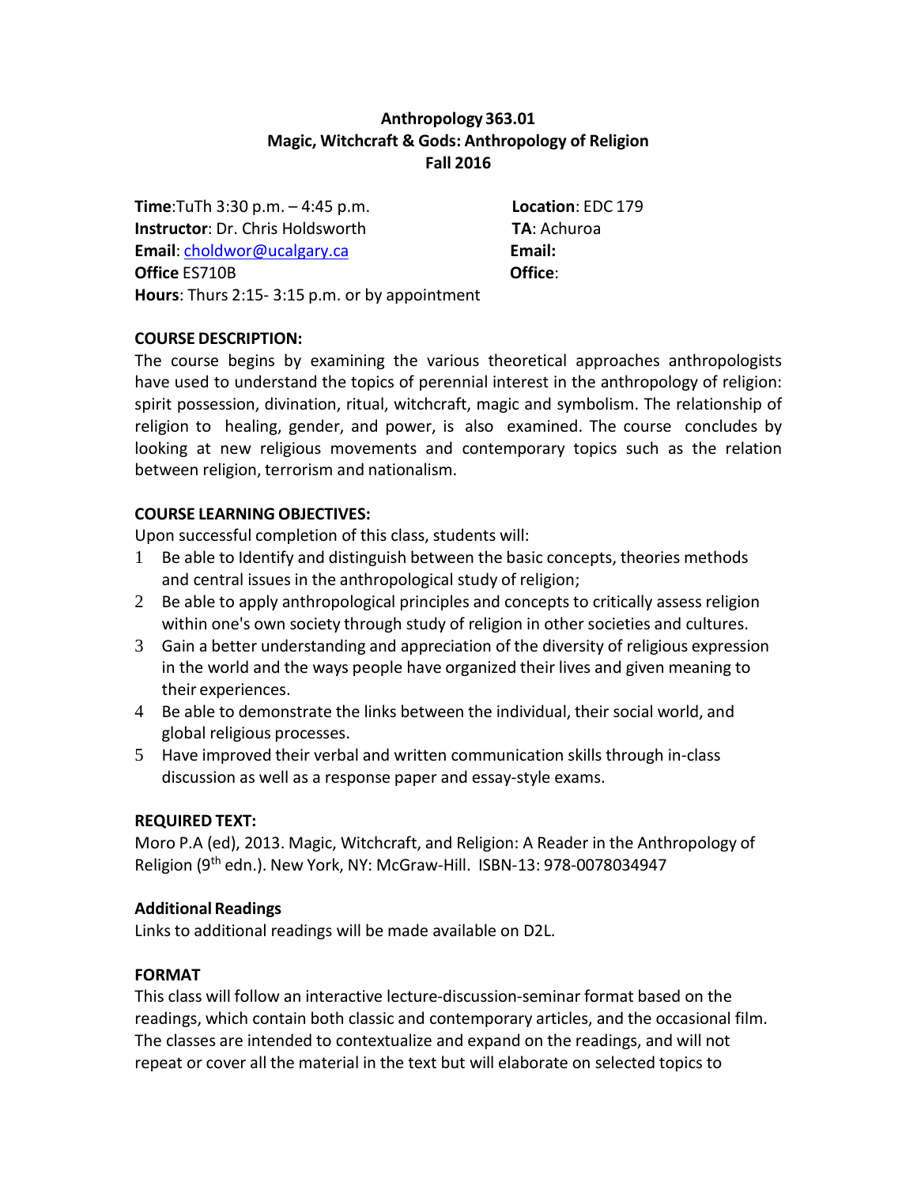# Anthropology 363.01
## Magic, Witchcraft & Gods: Anthropology of Religion
### Fall 2016

**Time**:TuTh 3:30 p.m. – 4:45 p.m.
**Location**: EDC 179
**Instructor**: Dr. Chris Holdsworth
**TA**: Achuroa
**Email**: choldwor@ucalgary.ca
**Email:**
**Office** ES710B
**Office**:
**Hours**: Thurs 2:15- 3:15 p.m. or by appointment

**COURSE DESCRIPTION:**

The course begins by examining the various theoretical approaches anthropologists have used to understand the topics of perennial interest in the anthropology of religion: spirit possession, divination, ritual, witchcraft, magic and symbolism. The relationship of religion to healing, gender, and power, is also examined. The course concludes by looking at new religious movements and contemporary topics such as the relation between religion, terrorism and nationalism.

**COURSE LEARNING OBJECTIVES:**

Upon successful completion of this class, students will:

1. Be able to Identify and distinguish between the basic concepts, theories methods and central issues in the anthropological study of religion;
2. Be able to apply anthropological principles and concepts to critically assess religion within one's own society through study of religion in other societies and cultures.
3. Gain a better understanding and appreciation of the diversity of religious expression in the world and the ways people have organized their lives and given meaning to their experiences.
4. Be able to demonstrate the links between the individual, their social world, and global religious processes.
5. Have improved their verbal and written communication skills through in-class discussion as well as a response paper and essay-style exams.

**REQUIRED TEXT:**

Moro P.A (ed), 2013. Magic, Witchcraft, and Religion: A Reader in the Anthropology of Religion (9th edn.). New York, NY: McGraw-Hill. ISBN-13: 978-0078034947

**Additional Readings**

Links to additional readings will be made available on D2L.

**FORMAT**

This class will follow an interactive lecture-discussion-seminar format based on the readings, which contain both classic and contemporary articles, and the occasional film. The classes are intended to contextualize and expand on the readings, and will not repeat or cover all the material in the text but will elaborate on selected topics to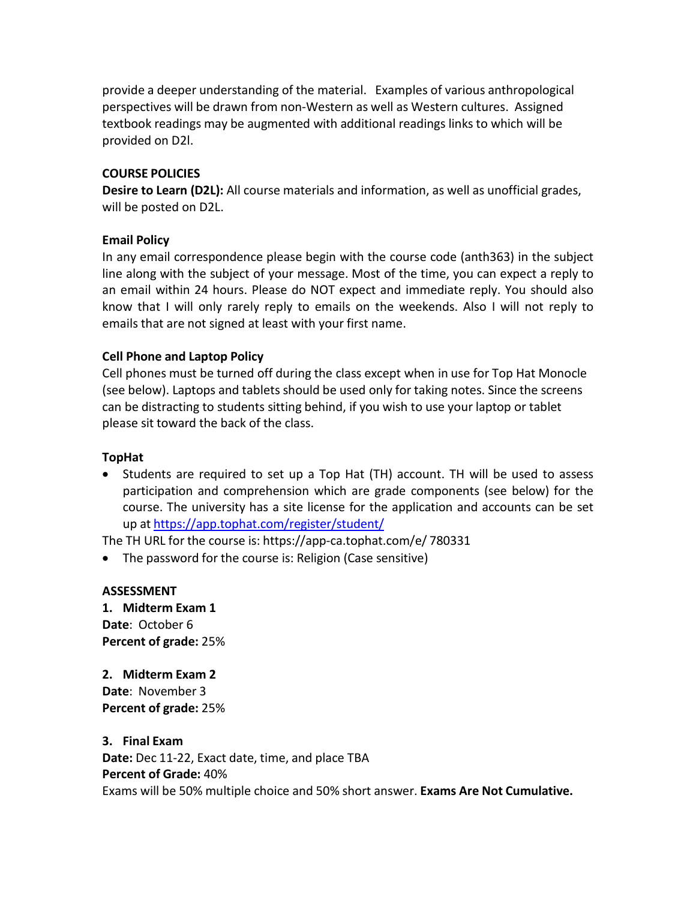provide a deeper understanding of the material. Examples of various anthropological perspectives will be drawn from non-Western as well as Western cultures. Assigned textbook readings may be augmented with additional readings links to which will be provided on D2l.

## COURSE POLICIES

**Desire to Learn (D2L):** All course materials and information, as well as unofficial grades, will be posted on D2L.

### Email Policy

In any email correspondence please begin with the course code (anth363) in the subject line along with the subject of your message. Most of the time, you can expect a reply to an email within 24 hours. Please do NOT expect and immediate reply. You should also know that I will only rarely reply to emails on the weekends. Also I will not reply to emails that are not signed at least with your first name.

### Cell Phone and Laptop Policy

Cell phones must be turned off during the class except when in use for Top Hat Monocle (see below). Laptops and tablets should be used only for taking notes. Since the screens can be distracting to students sitting behind, if you wish to use your laptop or tablet please sit toward the back of the class.

### TopHat

- Students are required to set up a Top Hat (TH) account. TH will be used to assess participation and comprehension which are grade components (see below) for the course. The university has a site license for the application and accounts can be set up at [https://app.tophat.com/register/student/](https://app.tophat.com/register/student/)

The TH URL for the course is: https://app-ca.tophat.com/e/ 780331

- The password for the course is: Religion (Case sensitive)

## ASSESSMENT

**1. Midterm Exam 1**
**Date**: October 6
**Percent of grade:** 25%

**2. Midterm Exam 2**
**Date**: November 3
**Percent of grade:** 25%

**3. Final Exam**
**Date:** Dec 11-22, Exact date, time, and place TBA
**Percent of Grade:** 40%
Exams will be 50% multiple choice and 50% short answer. **Exams Are Not Cumulative.**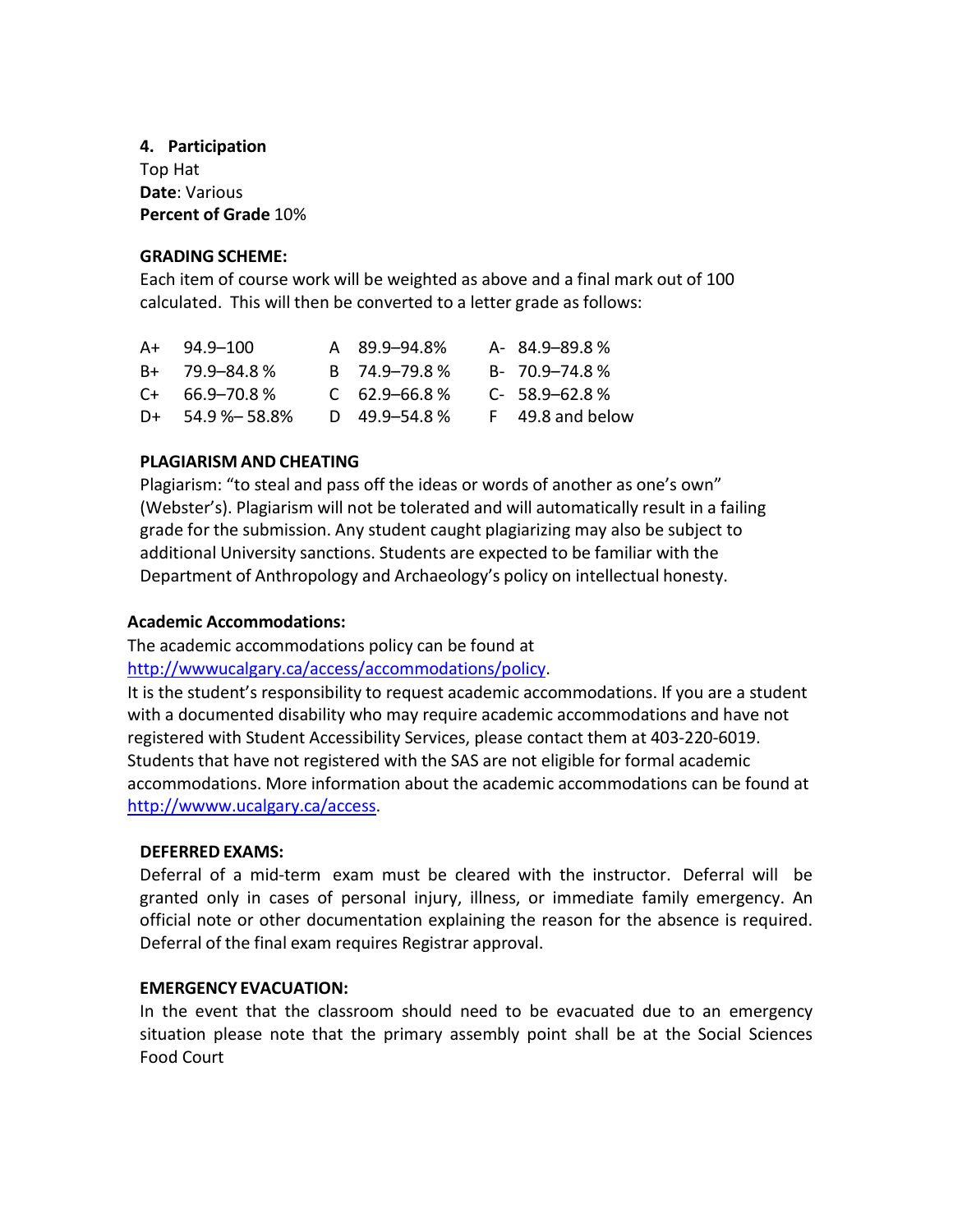**4. Participation**
Top Hat
**Date**: Various
**Percent of Grade** 10%

**GRADING SCHEME:**
Each item of course work will be weighted as above and a final mark out of 100 calculated. This will then be converted to a letter grade as follows:

| | | | | | |
|---|---|---|---|---|---|
| A+ | 94.9–100 | A | 89.9–94.8% | A- | 84.9–89.8 % |
| B+ | 79.9–84.8 % | B | 74.9–79.8 % | B- | 70.9–74.8 % |
| C+ | 66.9–70.8 % | C | 62.9–66.8 % | C- | 58.9–62.8 % |
| D+ | 54.9 %– 58.8% | D | 49.9–54.8 % | F | 49.8 and below |

**PLAGIARISM AND CHEATING**
Plagiarism: "to steal and pass off the ideas or words of another as one's own" (Webster's). Plagiarism will not be tolerated and will automatically result in a failing grade for the submission. Any student caught plagiarizing may also be subject to additional University sanctions. Students are expected to be familiar with the Department of Anthropology and Archaeology's policy on intellectual honesty.

**Academic Accommodations:**
The academic accommodations policy can be found at [http://wwwucalgary.ca/access/accommodations/policy](http://wwwucalgary.ca/access/accommodations/policy).
It is the student's responsibility to request academic accommodations. If you are a student with a documented disability who may require academic accommodations and have not registered with Student Accessibility Services, please contact them at 403-220-6019. Students that have not registered with the SAS are not eligible for formal academic accommodations. More information about the academic accommodations can be found at [http://wwww.ucalgary.ca/access](http://wwww.ucalgary.ca/access).

**DEFERRED EXAMS:**
Deferral of a mid-term exam must be cleared with the instructor. Deferral will be granted only in cases of personal injury, illness, or immediate family emergency. An official note or other documentation explaining the reason for the absence is required. Deferral of the final exam requires Registrar approval.

**EMERGENCY EVACUATION:**
In the event that the classroom should need to be evacuated due to an emergency situation please note that the primary assembly point shall be at the Social Sciences Food Court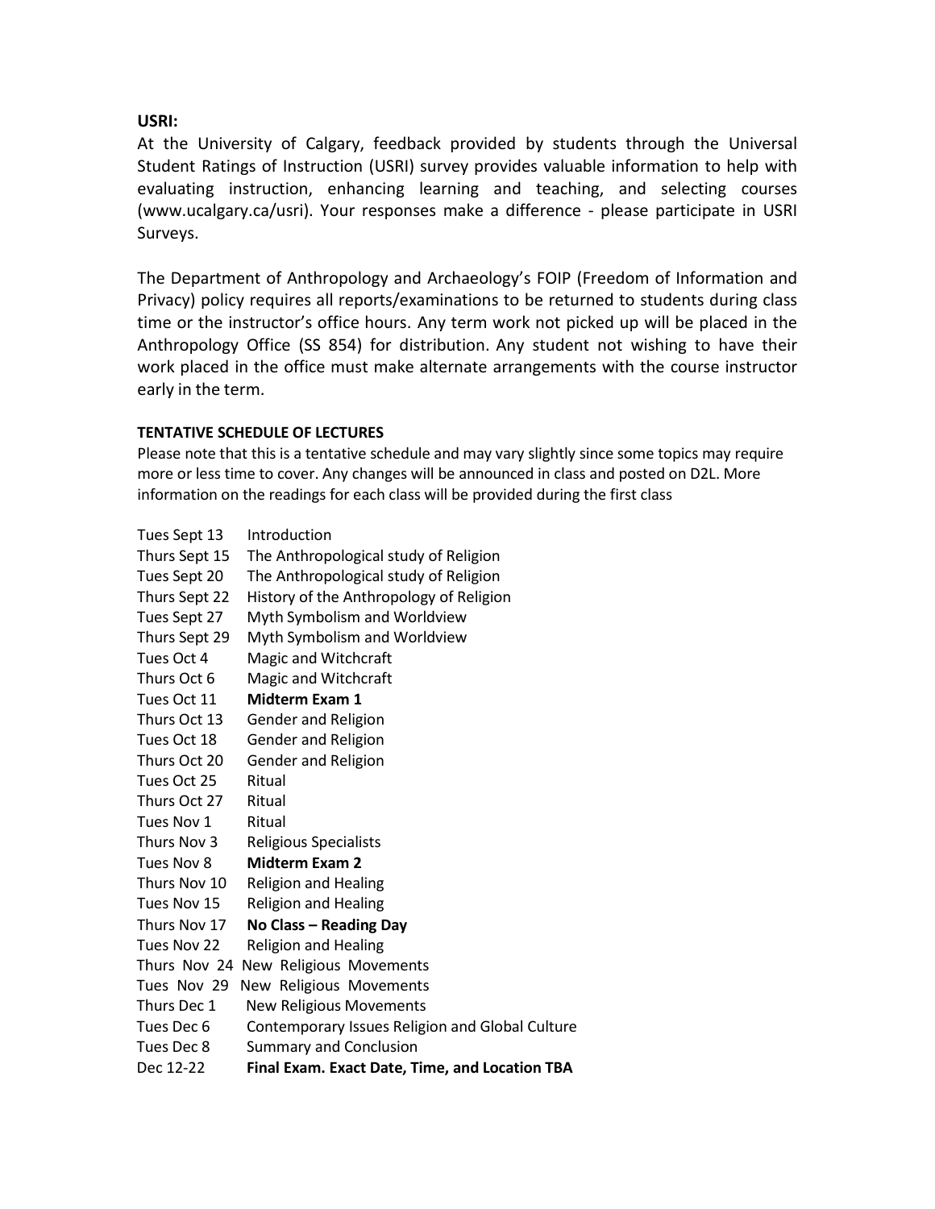**USRI:**

At the University of Calgary, feedback provided by students through the Universal Student Ratings of Instruction (USRI) survey provides valuable information to help with evaluating instruction, enhancing learning and teaching, and selecting courses (www.ucalgary.ca/usri). Your responses make a difference - please participate in USRI Surveys.

The Department of Anthropology and Archaeology's FOIP (Freedom of Information and Privacy) policy requires all reports/examinations to be returned to students during class time or the instructor's office hours. Any term work not picked up will be placed in the Anthropology Office (SS 854) for distribution. Any student not wishing to have their work placed in the office must make alternate arrangements with the course instructor early in the term.

**TENTATIVE SCHEDULE OF LECTURES**

Please note that this is a tentative schedule and may vary slightly since some topics may require more or less time to cover. Any changes will be announced in class and posted on D2L. More information on the readings for each class will be provided during the first class

| | |
|---|---|
| Tues Sept 13 | Introduction |
| Thurs Sept 15 | The Anthropological study of Religion |
| Tues Sept 20 | The Anthropological study of Religion |
| Thurs Sept 22 | History of the Anthropology of Religion |
| Tues Sept 27 | Myth Symbolism and Worldview |
| Thurs Sept 29 | Myth Symbolism and Worldview |
| Tues Oct 4 | Magic and Witchcraft |
| Thurs Oct 6 | Magic and Witchcraft |
| Tues Oct 11 | **Midterm Exam 1** |
| Thurs Oct 13 | Gender and Religion |
| Tues Oct 18 | Gender and Religion |
| Thurs Oct 20 | Gender and Religion |
| Tues Oct 25 | Ritual |
| Thurs Oct 27 | Ritual |
| Tues Nov 1 | Ritual |
| Thurs Nov 3 | Religious Specialists |
| Tues Nov 8 | **Midterm Exam 2** |
| Thurs Nov 10 | Religion and Healing |
| Tues Nov 15 | Religion and Healing |
| Thurs Nov 17 | **No Class – Reading Day** |
| Tues Nov 22 | Religion and Healing |
| Thurs Nov 24 | New Religious Movements |
| Tues Nov 29 | New Religious Movements |
| Thurs Dec 1 | New Religious Movements |
| Tues Dec 6 | Contemporary Issues Religion and Global Culture |
| Tues Dec 8 | Summary and Conclusion |
| Dec 12-22 | **Final Exam. Exact Date, Time, and Location TBA** |